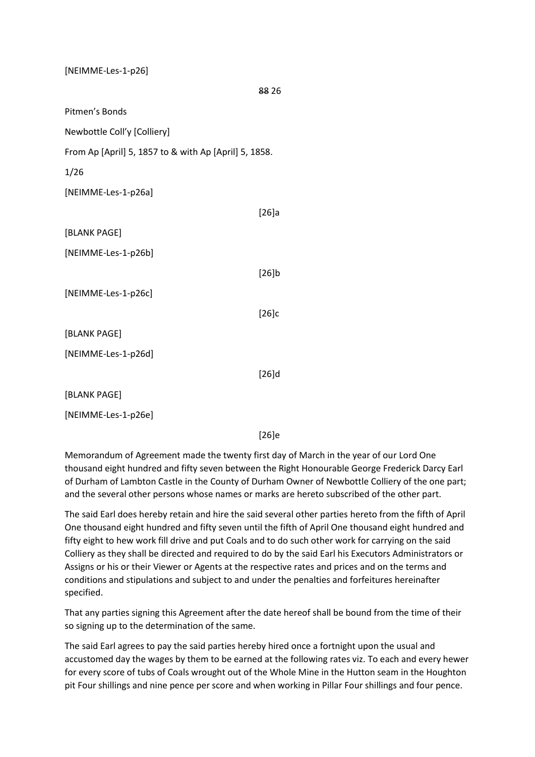[NEIMME-Les-1-p26]

~~88~~ 26

Pitmen's Bonds

Newbottle Coll'y [Colliery]

From Ap [April] 5, 1857 to & with Ap [April] 5, 1858.

1/26

[NEIMME-Les-1-p26a]

[26]a

[BLANK PAGE]

[NEIMME-Les-1-p26b]

[26]b

[NEIMME-Les-1-p26c]

[26]c

[BLANK PAGE]

[NEIMME-Les-1-p26d]

[26]d

[BLANK PAGE]

[NEIMME-Les-1-p26e]

[26]e

Memorandum of Agreement made the twenty first day of March in the year of our Lord One thousand eight hundred and fifty seven between the Right Honourable George Frederick Darcy Earl of Durham of Lambton Castle in the County of Durham Owner of Newbottle Colliery of the one part; and the several other persons whose names or marks are hereto subscribed of the other part.

The said Earl does hereby retain and hire the said several other parties hereto from the fifth of April One thousand eight hundred and fifty seven until the fifth of April One thousand eight hundred and fifty eight to hew work fill drive and put Coals and to do such other work for carrying on the said Colliery as they shall be directed and required to do by the said Earl his Executors Administrators or Assigns or his or their Viewer or Agents at the respective rates and prices and on the terms and conditions and stipulations and subject to and under the penalties and forfeitures hereinafter specified.

That any parties signing this Agreement after the date hereof shall be bound from the time of their so signing up to the determination of the same.

The said Earl agrees to pay the said parties hereby hired once a fortnight upon the usual and accustomed day the wages by them to be earned at the following rates viz. To each and every hewer for every score of tubs of Coals wrought out of the Whole Mine in the Hutton seam in the Houghton pit Four shillings and nine pence per score and when working in Pillar Four shillings and four pence.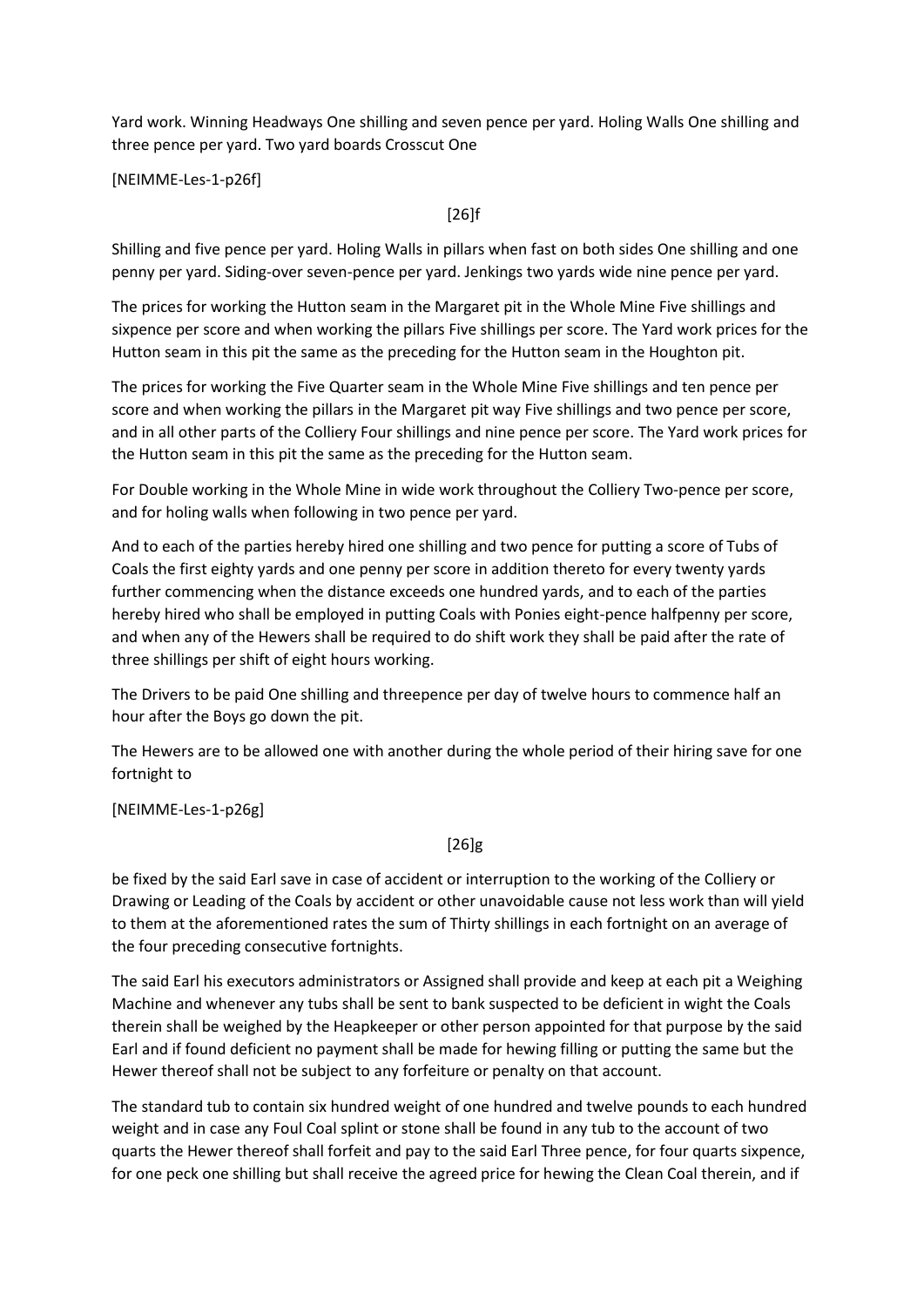Yard work. Winning Headways One shilling and seven pence per yard. Holing Walls One shilling and three pence per yard. Two yard boards Crosscut One

[NEIMME-Les-1-p26f]

[26]f

Shilling and five pence per yard. Holing Walls in pillars when fast on both sides One shilling and one penny per yard. Siding-over seven-pence per yard. Jenkings two yards wide nine pence per yard.

The prices for working the Hutton seam in the Margaret pit in the Whole Mine Five shillings and sixpence per score and when working the pillars Five shillings per score. The Yard work prices for the Hutton seam in this pit the same as the preceding for the Hutton seam in the Houghton pit.

The prices for working the Five Quarter seam in the Whole Mine Five shillings and ten pence per score and when working the pillars in the Margaret pit way Five shillings and two pence per score, and in all other parts of the Colliery Four shillings and nine pence per score. The Yard work prices for the Hutton seam in this pit the same as the preceding for the Hutton seam.

For Double working in the Whole Mine in wide work throughout the Colliery Two-pence per score, and for holing walls when following in two pence per yard.

And to each of the parties hereby hired one shilling and two pence for putting a score of Tubs of Coals the first eighty yards and one penny per score in addition thereto for every twenty yards further commencing when the distance exceeds one hundred yards, and to each of the parties hereby hired who shall be employed in putting Coals with Ponies eight-pence halfpenny per score, and when any of the Hewers shall be required to do shift work they shall be paid after the rate of three shillings per shift of eight hours working.

The Drivers to be paid One shilling and threepence per day of twelve hours to commence half an hour after the Boys go down the pit.

The Hewers are to be allowed one with another during the whole period of their hiring save for one fortnight to

[NEIMME-Les-1-p26g]

[26]g

be fixed by the said Earl save in case of accident or interruption to the working of the Colliery or Drawing or Leading of the Coals by accident or other unavoidable cause not less work than will yield to them at the aforementioned rates the sum of Thirty shillings in each fortnight on an average of the four preceding consecutive fortnights.

The said Earl his executors administrators or Assigned shall provide and keep at each pit a Weighing Machine and whenever any tubs shall be sent to bank suspected to be deficient in wight the Coals therein shall be weighed by the Heapkeeper or other person appointed for that purpose by the said Earl and if found deficient no payment shall be made for hewing filling or putting the same but the Hewer thereof shall not be subject to any forfeiture or penalty on that account.

The standard tub to contain six hundred weight of one hundred and twelve pounds to each hundred weight and in case any Foul Coal splint or stone shall be found in any tub to the account of two quarts the Hewer thereof shall forfeit and pay to the said Earl Three pence, for four quarts sixpence, for one peck one shilling but shall receive the agreed price for hewing the Clean Coal therein, and if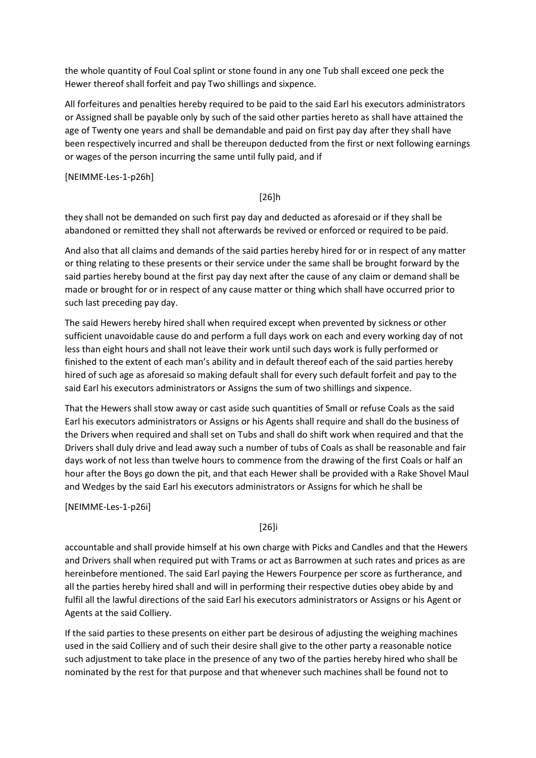the whole quantity of Foul Coal splint or stone found in any one Tub shall exceed one peck the Hewer thereof shall forfeit and pay Two shillings and sixpence.

All forfeitures and penalties hereby required to be paid to the said Earl his executors administrators or Assigned shall be payable only by such of the said other parties hereto as shall have attained the age of Twenty one years and shall be demandable and paid on first pay day after they shall have been respectively incurred and shall be thereupon deducted from the first or next following earnings or wages of the person incurring the same until fully paid, and if

[NEIMME-Les-1-p26h]

[26]h

they shall not be demanded on such first pay day and deducted as aforesaid or if they shall be abandoned or remitted they shall not afterwards be revived or enforced or required to be paid.

And also that all claims and demands of the said parties hereby hired for or in respect of any matter or thing relating to these presents or their service under the same shall be brought forward by the said parties hereby bound at the first pay day next after the cause of any claim or demand shall be made or brought for or in respect of any cause matter or thing which shall have occurred prior to such last preceding pay day.

The said Hewers hereby hired shall when required except when prevented by sickness or other sufficient unavoidable cause do and perform a full days work on each and every working day of not less than eight hours and shall not leave their work until such days work is fully performed or finished to the extent of each man's ability and in default thereof each of the said parties hereby hired of such age as aforesaid so making default shall for every such default forfeit and pay to the said Earl his executors administrators or Assigns the sum of two shillings and sixpence.

That the Hewers shall stow away or cast aside such quantities of Small or refuse Coals as the said Earl his executors administrators or Assigns or his Agents shall require and shall do the business of the Drivers when required and shall set on Tubs and shall do shift work when required and that the Drivers shall duly drive and lead away such a number of tubs of Coals as shall be reasonable and fair days work of not less than twelve hours to commence from the drawing of the first Coals or half an hour after the Boys go down the pit, and that each Hewer shall be provided with a Rake Shovel Maul and Wedges by the said Earl his executors administrators or Assigns for which he shall be

[NEIMME-Les-1-p26i]

[26]i

accountable and shall provide himself at his own charge with Picks and Candles and that the Hewers and Drivers shall when required put with Trams or act as Barrowmen at such rates and prices as are hereinbefore mentioned. The said Earl paying the Hewers Fourpence per score as furtherance, and all the parties hereby hired shall and will in performing their respective duties obey abide by and fulfil all the lawful directions of the said Earl his executors administrators or Assigns or his Agent or Agents at the said Colliery.

If the said parties to these presents on either part be desirous of adjusting the weighing machines used in the said Colliery and of such their desire shall give to the other party a reasonable notice such adjustment to take place in the presence of any two of the parties hereby hired who shall be nominated by the rest for that purpose and that whenever such machines shall be found not to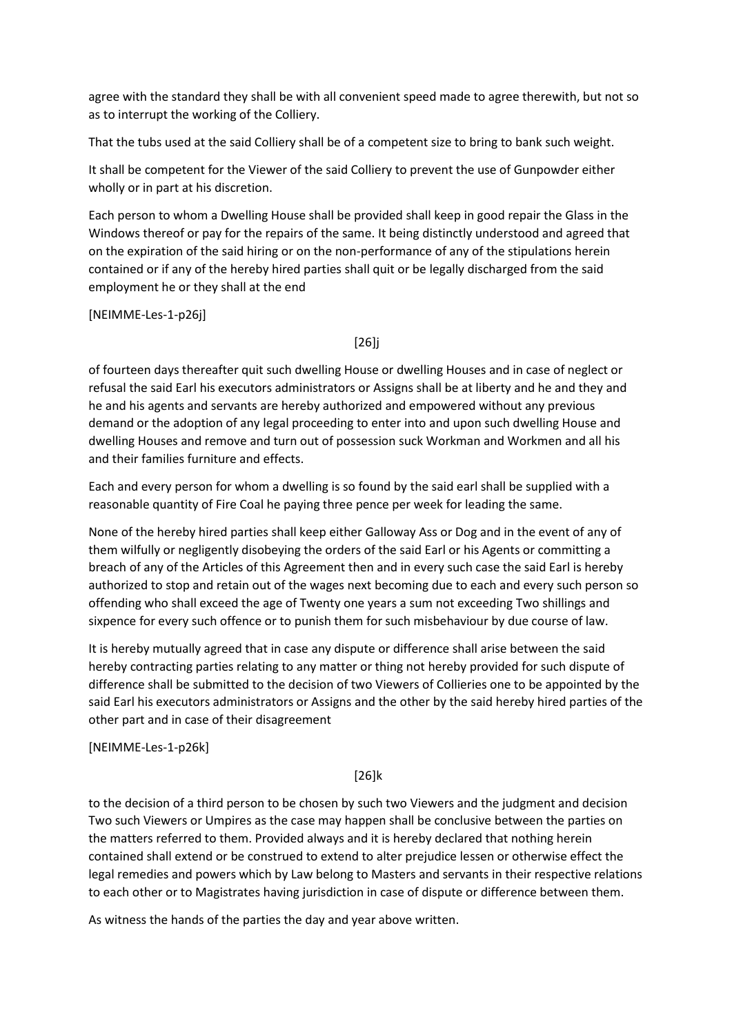agree with the standard they shall be with all convenient speed made to agree therewith, but not so as to interrupt the working of the Colliery.

That the tubs used at the said Colliery shall be of a competent size to bring to bank such weight.

It shall be competent for the Viewer of the said Colliery to prevent the use of Gunpowder either wholly or in part at his discretion.

Each person to whom a Dwelling House shall be provided shall keep in good repair the Glass in the Windows thereof or pay for the repairs of the same. It being distinctly understood and agreed that on the expiration of the said hiring or on the non-performance of any of the stipulations herein contained or if any of the hereby hired parties shall quit or be legally discharged from the said employment he or they shall at the end

[NEIMME-Les-1-p26j]

[26]j

of fourteen days thereafter quit such dwelling House or dwelling Houses and in case of neglect or refusal the said Earl his executors administrators or Assigns shall be at liberty and he and they and he and his agents and servants are hereby authorized and empowered without any previous demand or the adoption of any legal proceeding to enter into and upon such dwelling House and dwelling Houses and remove and turn out of possession suck Workman and Workmen and all his and their families furniture and effects.

Each and every person for whom a dwelling is so found by the said earl shall be supplied with a reasonable quantity of Fire Coal he paying three pence per week for leading the same.

None of the hereby hired parties shall keep either Galloway Ass or Dog and in the event of any of them wilfully or negligently disobeying the orders of the said Earl or his Agents or committing a breach of any of the Articles of this Agreement then and in every such case the said Earl is hereby authorized to stop and retain out of the wages next becoming due to each and every such person so offending who shall exceed the age of Twenty one years a sum not exceeding Two shillings and sixpence for every such offence or to punish them for such misbehaviour by due course of law.

It is hereby mutually agreed that in case any dispute or difference shall arise between the said hereby contracting parties relating to any matter or thing not hereby provided for such dispute of difference shall be submitted to the decision of two Viewers of Collieries one to be appointed by the said Earl his executors administrators or Assigns and the other by the said hereby hired parties of the other part and in case of their disagreement

[NEIMME-Les-1-p26k]

[26]k

to the decision of a third person to be chosen by such two Viewers and the judgment and decision Two such Viewers or Umpires as the case may happen shall be conclusive between the parties on the matters referred to them. Provided always and it is hereby declared that nothing herein contained shall extend or be construed to extend to alter prejudice lessen or otherwise effect the legal remedies and powers which by Law belong to Masters and servants in their respective relations to each other or to Magistrates having jurisdiction in case of dispute or difference between them.

As witness the hands of the parties the day and year above written.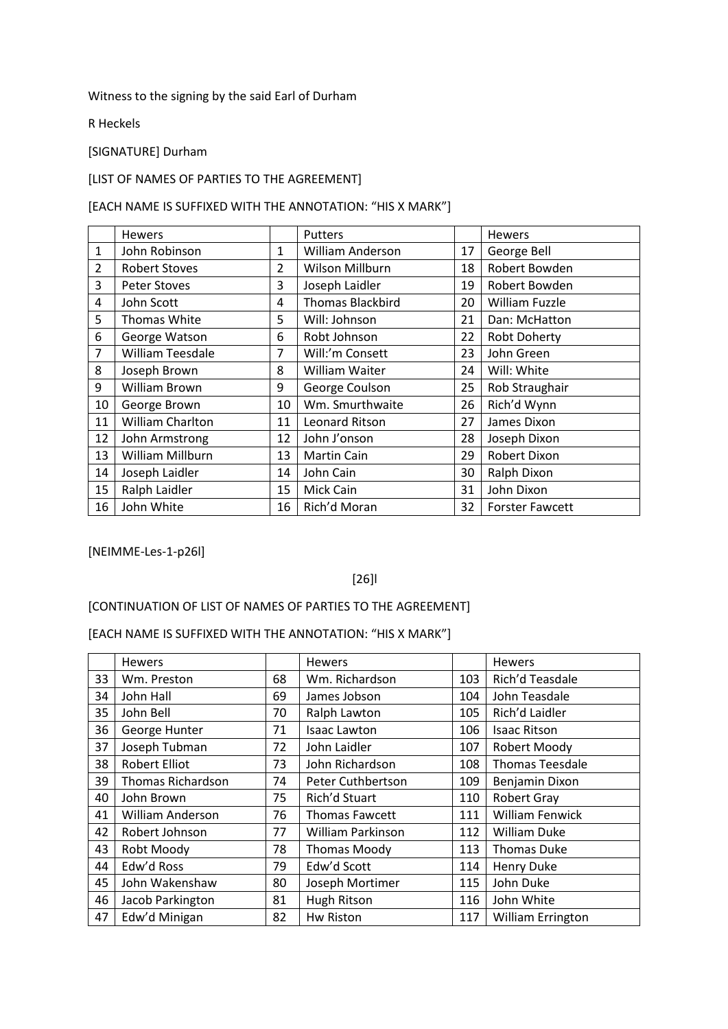Witness to the signing by the said Earl of Durham

R Heckels

[SIGNATURE] Durham

[LIST OF NAMES OF PARTIES TO THE AGREEMENT]

[EACH NAME IS SUFFIXED WITH THE ANNOTATION: "HIS X MARK"]

| | Hewers | | Putters | | Hewers |
|---|---|---|---|---|---|
| 1 | John Robinson | 1 | William Anderson | 17 | George Bell |
| 2 | Robert Stoves | 2 | Wilson Millburn | 18 | Robert Bowden |
| 3 | Peter Stoves | 3 | Joseph Laidler | 19 | Robert Bowden |
| 4 | John Scott | 4 | Thomas Blackbird | 20 | William Fuzzle |
| 5 | Thomas White | 5 | Will: Johnson | 21 | Dan: McHatton |
| 6 | George Watson | 6 | Robt Johnson | 22 | Robt Doherty |
| 7 | William Teesdale | 7 | Will:'m Consett | 23 | John Green |
| 8 | Joseph Brown | 8 | William Waiter | 24 | Will: White |
| 9 | William Brown | 9 | George Coulson | 25 | Rob Straughair |
| 10 | George Brown | 10 | Wm. Smurthwaite | 26 | Rich'd Wynn |
| 11 | William Charlton | 11 | Leonard Ritson | 27 | James Dixon |
| 12 | John Armstrong | 12 | John J'onson | 28 | Joseph Dixon |
| 13 | William Millburn | 13 | Martin Cain | 29 | Robert Dixon |
| 14 | Joseph Laidler | 14 | John Cain | 30 | Ralph Dixon |
| 15 | Ralph Laidler | 15 | Mick Cain | 31 | John Dixon |
| 16 | John White | 16 | Rich'd Moran | 32 | Forster Fawcett |

[NEIMME-Les-1-p26l]

[26]l

[CONTINUATION OF LIST OF NAMES OF PARTIES TO THE AGREEMENT]

[EACH NAME IS SUFFIXED WITH THE ANNOTATION: "HIS X MARK"]

| | Hewers | | Hewers | | Hewers |
|---|---|---|---|---|---|
| 33 | Wm. Preston | 68 | Wm. Richardson | 103 | Rich'd Teasdale |
| 34 | John Hall | 69 | James Jobson | 104 | John Teasdale |
| 35 | John Bell | 70 | Ralph Lawton | 105 | Rich'd Laidler |
| 36 | George Hunter | 71 | Isaac Lawton | 106 | Isaac Ritson |
| 37 | Joseph Tubman | 72 | John Laidler | 107 | Robert Moody |
| 38 | Robert Elliot | 73 | John Richardson | 108 | Thomas Teesdale |
| 39 | Thomas Richardson | 74 | Peter Cuthbertson | 109 | Benjamin Dixon |
| 40 | John Brown | 75 | Rich'd Stuart | 110 | Robert Gray |
| 41 | William Anderson | 76 | Thomas Fawcett | 111 | William Fenwick |
| 42 | Robert Johnson | 77 | William Parkinson | 112 | William Duke |
| 43 | Robt Moody | 78 | Thomas Moody | 113 | Thomas Duke |
| 44 | Edw'd Ross | 79 | Edw'd Scott | 114 | Henry Duke |
| 45 | John Wakenshaw | 80 | Joseph Mortimer | 115 | John Duke |
| 46 | Jacob Parkington | 81 | Hugh Ritson | 116 | John White |
| 47 | Edw'd Minigan | 82 | Hw Riston | 117 | William Errington |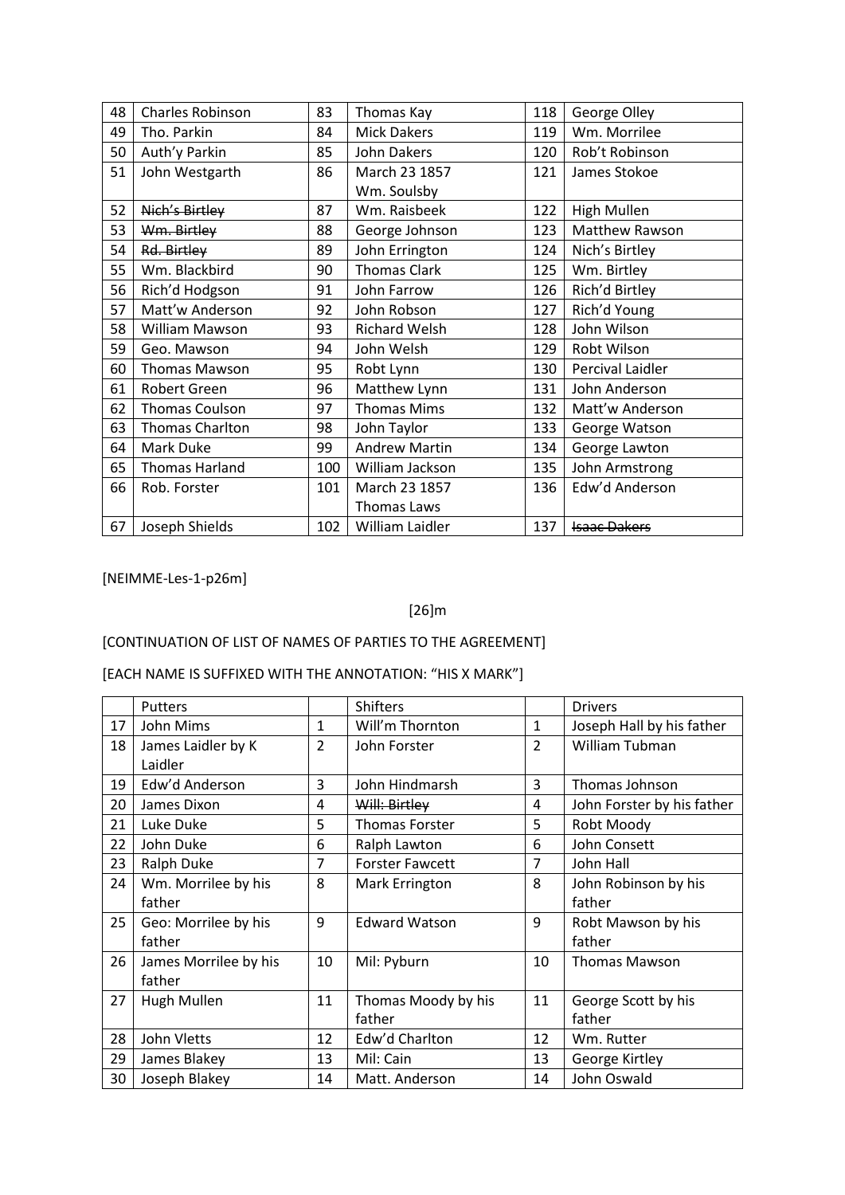| 48 | Charles Robinson | 83 | Thomas Kay | 118 | George Olley |
|---|---|---|---|---|---|
| 49 | Tho. Parkin | 84 | Mick Dakers | 119 | Wm. Morrilee |
| 50 | Auth'y Parkin | 85 | John Dakers | 120 | Rob't Robinson |
| 51 | John Westgarth | 86 | March 23 1857 Wm. Soulsby | 121 | James Stokoe |
| 52 | ~~Nich's Birtley~~ | 87 | Wm. Raisbeek | 122 | High Mullen |
| 53 | ~~Wm. Birtley~~ | 88 | George Johnson | 123 | Matthew Rawson |
| 54 | ~~Rd. Birtley~~ | 89 | John Errington | 124 | Nich's Birtley |
| 55 | Wm. Blackbird | 90 | Thomas Clark | 125 | Wm. Birtley |
| 56 | Rich'd Hodgson | 91 | John Farrow | 126 | Rich'd Birtley |
| 57 | Matt'w Anderson | 92 | John Robson | 127 | Rich'd Young |
| 58 | William Mawson | 93 | Richard Welsh | 128 | John Wilson |
| 59 | Geo. Mawson | 94 | John Welsh | 129 | Robt Wilson |
| 60 | Thomas Mawson | 95 | Robt Lynn | 130 | Percival Laidler |
| 61 | Robert Green | 96 | Matthew Lynn | 131 | John Anderson |
| 62 | Thomas Coulson | 97 | Thomas Mims | 132 | Matt'w Anderson |
| 63 | Thomas Charlton | 98 | John Taylor | 133 | George Watson |
| 64 | Mark Duke | 99 | Andrew Martin | 134 | George Lawton |
| 65 | Thomas Harland | 100 | William Jackson | 135 | John Armstrong |
| 66 | Rob. Forster | 101 | March 23 1857 Thomas Laws | 136 | Edw'd Anderson |
| 67 | Joseph Shields | 102 | William Laidler | 137 | ~~Isaac Dakers~~ |

[NEIMME-Les-1-p26m]

[26]m

[CONTINUATION OF LIST OF NAMES OF PARTIES TO THE AGREEMENT]

[EACH NAME IS SUFFIXED WITH THE ANNOTATION: "HIS X MARK"]

| | Putters | | Shifters | | Drivers |
|---|---|---|---|---|---|
| 17 | John Mims | 1 | Will'm Thornton | 1 | Joseph Hall by his father |
| 18 | James Laidler by K Laidler | 2 | John Forster | 2 | William Tubman |
| 19 | Edw'd Anderson | 3 | John Hindmarsh | 3 | Thomas Johnson |
| 20 | James Dixon | 4 | ~~Will: Birtley~~ | 4 | John Forster by his father |
| 21 | Luke Duke | 5 | Thomas Forster | 5 | Robt Moody |
| 22 | John Duke | 6 | Ralph Lawton | 6 | John Consett |
| 23 | Ralph Duke | 7 | Forster Fawcett | 7 | John Hall |
| 24 | Wm. Morrilee by his father | 8 | Mark Errington | 8 | John Robinson by his father |
| 25 | Geo: Morrilee by his father | 9 | Edward Watson | 9 | Robt Mawson by his father |
| 26 | James Morrilee by his father | 10 | Mil: Pyburn | 10 | Thomas Mawson |
| 27 | Hugh Mullen | 11 | Thomas Moody by his father | 11 | George Scott by his father |
| 28 | John Vletts | 12 | Edw'd Charlton | 12 | Wm. Rutter |
| 29 | James Blakey | 13 | Mil: Cain | 13 | George Kirtley |
| 30 | Joseph Blakey | 14 | Matt. Anderson | 14 | John Oswald |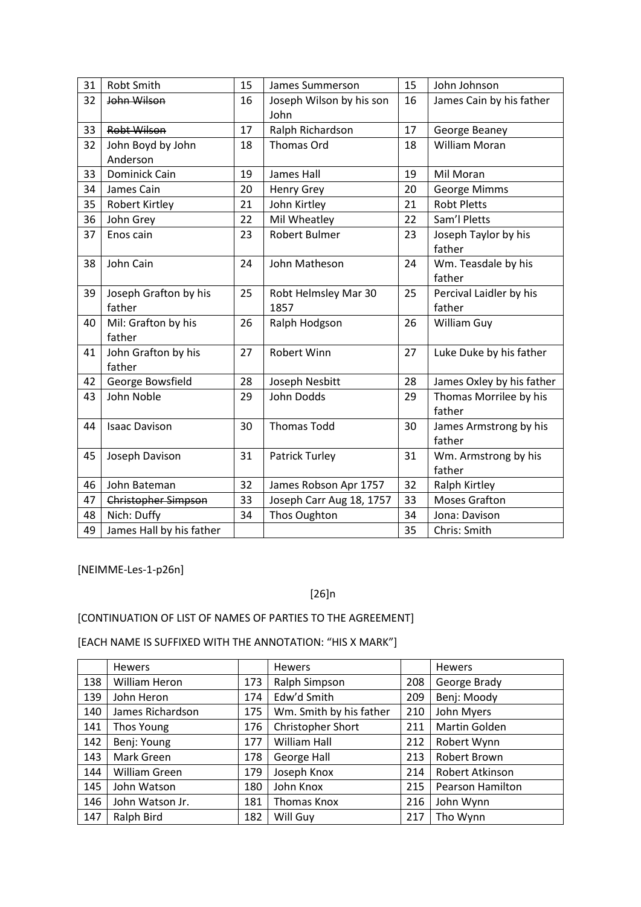| 31 | Robt Smith | 15 | James Summerson | 15 | John Johnson |
|---|---|---|---|---|---|
| 32 | ~~John Wilson~~ | 16 | Joseph Wilson by his son John | 16 | James Cain by his father |
| 33 | ~~Robt Wilson~~ | 17 | Ralph Richardson | 17 | George Beaney |
| 32 | John Boyd by John Anderson | 18 | Thomas Ord | 18 | William Moran |
| 33 | Dominick Cain | 19 | James Hall | 19 | Mil Moran |
| 34 | James Cain | 20 | Henry Grey | 20 | George Mimms |
| 35 | Robert Kirtley | 21 | John Kirtley | 21 | Robt Pletts |
| 36 | John Grey | 22 | Mil Wheatley | 22 | Sam'l Pletts |
| 37 | Enos cain | 23 | Robert Bulmer | 23 | Joseph Taylor by his father |
| 38 | John Cain | 24 | John Matheson | 24 | Wm. Teasdale by his father |
| 39 | Joseph Grafton by his father | 25 | Robt Helmsley Mar 30 1857 | 25 | Percival Laidler by his father |
| 40 | Mil: Grafton by his father | 26 | Ralph Hodgson | 26 | William Guy |
| 41 | John Grafton by his father | 27 | Robert Winn | 27 | Luke Duke by his father |
| 42 | George Bowsfield | 28 | Joseph Nesbitt | 28 | James Oxley by his father |
| 43 | John Noble | 29 | John Dodds | 29 | Thomas Morrilee by his father |
| 44 | Isaac Davison | 30 | Thomas Todd | 30 | James Armstrong by his father |
| 45 | Joseph Davison | 31 | Patrick Turley | 31 | Wm. Armstrong by his father |
| 46 | John Bateman | 32 | James Robson Apr 1757 | 32 | Ralph Kirtley |
| 47 | ~~Christopher Simpson~~ | 33 | Joseph Carr Aug 18, 1757 | 33 | Moses Grafton |
| 48 | Nich: Duffy | 34 | Thos Oughton | 34 | Jona: Davison |
| 49 | James Hall by his father | | | 35 | Chris: Smith |

[NEIMME-Les-1-p26n]

[26]n

[CONTINUATION OF LIST OF NAMES OF PARTIES TO THE AGREEMENT]

[EACH NAME IS SUFFIXED WITH THE ANNOTATION: "HIS X MARK"]

| | Hewers | | Hewers | | Hewers |
|---|---|---|---|---|---|
| 138 | William Heron | 173 | Ralph Simpson | 208 | George Brady |
| 139 | John Heron | 174 | Edw'd Smith | 209 | Benj: Moody |
| 140 | James Richardson | 175 | Wm. Smith by his father | 210 | John Myers |
| 141 | Thos Young | 176 | Christopher Short | 211 | Martin Golden |
| 142 | Benj: Young | 177 | William Hall | 212 | Robert Wynn |
| 143 | Mark Green | 178 | George Hall | 213 | Robert Brown |
| 144 | William Green | 179 | Joseph Knox | 214 | Robert Atkinson |
| 145 | John Watson | 180 | John Knox | 215 | Pearson Hamilton |
| 146 | John Watson Jr. | 181 | Thomas Knox | 216 | John Wynn |
| 147 | Ralph Bird | 182 | Will Guy | 217 | Tho Wynn |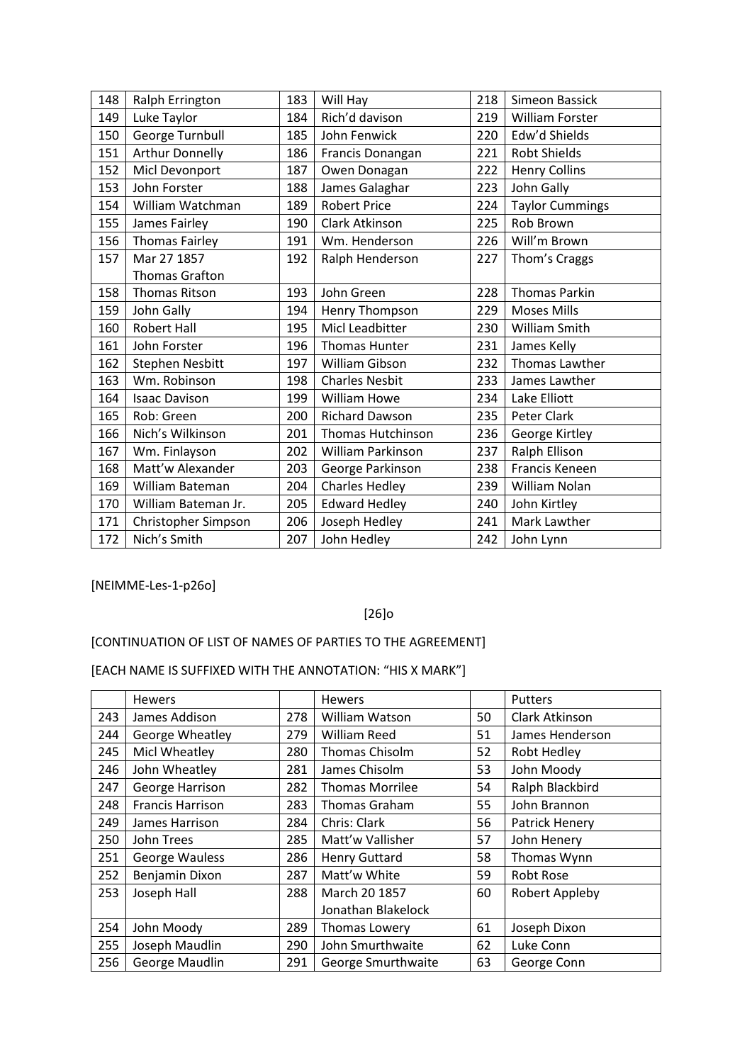| | | | | | |
|---|---|---|---|---|---|
| 148 | Ralph Errington | 183 | Will Hay | 218 | Simeon Bassick |
| 149 | Luke Taylor | 184 | Rich'd davison | 219 | William Forster |
| 150 | George Turnbull | 185 | John Fenwick | 220 | Edw'd Shields |
| 151 | Arthur Donnelly | 186 | Francis Donangan | 221 | Robt Shields |
| 152 | Micl Devonport | 187 | Owen Donagan | 222 | Henry Collins |
| 153 | John Forster | 188 | James Galaghar | 223 | John Gally |
| 154 | William Watchman | 189 | Robert Price | 224 | Taylor Cummings |
| 155 | James Fairley | 190 | Clark Atkinson | 225 | Rob Brown |
| 156 | Thomas Fairley | 191 | Wm. Henderson | 226 | Will'm Brown |
| 157 | Mar 27 1857 Thomas Grafton | 192 | Ralph Henderson | 227 | Thom's Craggs |
| 158 | Thomas Ritson | 193 | John Green | 228 | Thomas Parkin |
| 159 | John Gally | 194 | Henry Thompson | 229 | Moses Mills |
| 160 | Robert Hall | 195 | Micl Leadbitter | 230 | William Smith |
| 161 | John Forster | 196 | Thomas Hunter | 231 | James Kelly |
| 162 | Stephen Nesbitt | 197 | William Gibson | 232 | Thomas Lawther |
| 163 | Wm. Robinson | 198 | Charles Nesbit | 233 | James Lawther |
| 164 | Isaac Davison | 199 | William Howe | 234 | Lake Elliott |
| 165 | Rob: Green | 200 | Richard Dawson | 235 | Peter Clark |
| 166 | Nich's Wilkinson | 201 | Thomas Hutchinson | 236 | George Kirtley |
| 167 | Wm. Finlayson | 202 | William Parkinson | 237 | Ralph Ellison |
| 168 | Matt'w Alexander | 203 | George Parkinson | 238 | Francis Keneen |
| 169 | William Bateman | 204 | Charles Hedley | 239 | William Nolan |
| 170 | William Bateman Jr. | 205 | Edward Hedley | 240 | John Kirtley |
| 171 | Christopher Simpson | 206 | Joseph Hedley | 241 | Mark Lawther |
| 172 | Nich's Smith | 207 | John Hedley | 242 | John Lynn |

[NEIMME-Les-1-p26o]

[26]o

[CONTINUATION OF LIST OF NAMES OF PARTIES TO THE AGREEMENT]

[EACH NAME IS SUFFIXED WITH THE ANNOTATION: "HIS X MARK"]

| | Hewers | | Hewers | | Putters |
|---|---|---|---|---|---|
| 243 | James Addison | 278 | William Watson | 50 | Clark Atkinson |
| 244 | George Wheatley | 279 | William Reed | 51 | James Henderson |
| 245 | Micl Wheatley | 280 | Thomas Chisolm | 52 | Robt Hedley |
| 246 | John Wheatley | 281 | James Chisolm | 53 | John Moody |
| 247 | George Harrison | 282 | Thomas Morrilee | 54 | Ralph Blackbird |
| 248 | Francis Harrison | 283 | Thomas Graham | 55 | John Brannon |
| 249 | James Harrison | 284 | Chris: Clark | 56 | Patrick Henery |
| 250 | John Trees | 285 | Matt'w Vallisher | 57 | John Henery |
| 251 | George Wauless | 286 | Henry Guttard | 58 | Thomas Wynn |
| 252 | Benjamin Dixon | 287 | Matt'w White | 59 | Robt Rose |
| 253 | Joseph Hall | 288 | March 20 1857 Jonathan Blakelock | 60 | Robert Appleby |
| 254 | John Moody | 289 | Thomas Lowery | 61 | Joseph Dixon |
| 255 | Joseph Maudlin | 290 | John Smurthwaite | 62 | Luke Conn |
| 256 | George Maudlin | 291 | George Smurthwaite | 63 | George Conn |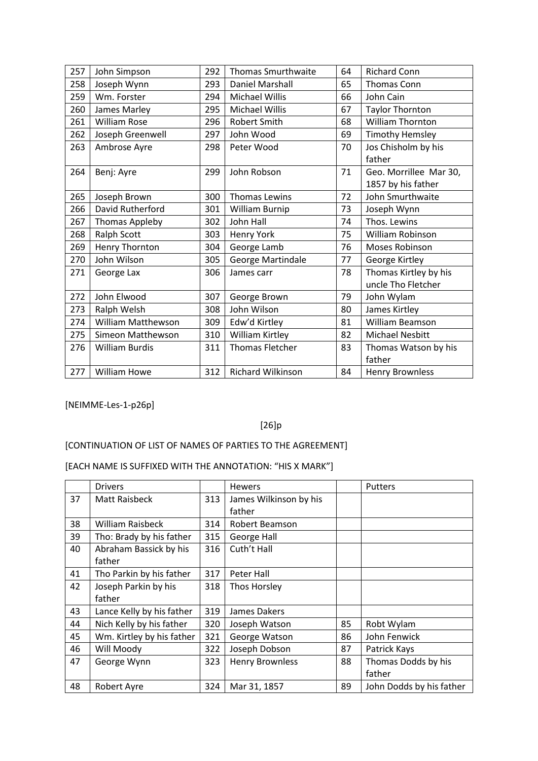| | | | | | |
|---|---|---|---|---|---|
| 257 | John Simpson | 292 | Thomas Smurthwaite | 64 | Richard Conn |
| 258 | Joseph Wynn | 293 | Daniel Marshall | 65 | Thomas Conn |
| 259 | Wm. Forster | 294 | Michael Willis | 66 | John Cain |
| 260 | James Marley | 295 | Michael Willis | 67 | Taylor Thornton |
| 261 | William Rose | 296 | Robert Smith | 68 | William Thornton |
| 262 | Joseph Greenwell | 297 | John Wood | 69 | Timothy Hemsley |
| 263 | Ambrose Ayre | 298 | Peter Wood | 70 | Jos Chisholm by his father |
| 264 | Benj: Ayre | 299 | John Robson | 71 | Geo. Morrillee Mar 30, 1857 by his father |
| 265 | Joseph Brown | 300 | Thomas Lewins | 72 | John Smurthwaite |
| 266 | David Rutherford | 301 | William Burnip | 73 | Joseph Wynn |
| 267 | Thomas Appleby | 302 | John Hall | 74 | Thos. Lewins |
| 268 | Ralph Scott | 303 | Henry York | 75 | William Robinson |
| 269 | Henry Thornton | 304 | George Lamb | 76 | Moses Robinson |
| 270 | John Wilson | 305 | George Martindale | 77 | George Kirtley |
| 271 | George Lax | 306 | James carr | 78 | Thomas Kirtley by his uncle Tho Fletcher |
| 272 | John Elwood | 307 | George Brown | 79 | John Wylam |
| 273 | Ralph Welsh | 308 | John Wilson | 80 | James Kirtley |
| 274 | William Matthewson | 309 | Edw'd Kirtley | 81 | William Beamson |
| 275 | Simeon Matthewson | 310 | William Kirtley | 82 | Michael Nesbitt |
| 276 | William Burdis | 311 | Thomas Fletcher | 83 | Thomas Watson by his father |
| 277 | William Howe | 312 | Richard Wilkinson | 84 | Henry Brownless |

[NEIMME-Les-1-p26p]

[26]p

[CONTINUATION OF LIST OF NAMES OF PARTIES TO THE AGREEMENT]

[EACH NAME IS SUFFIXED WITH THE ANNOTATION: "HIS X MARK"]

| | Drivers | | Hewers | | Putters |
|---|---|---|---|---|---|
| 37 | Matt Raisbeck | 313 | James Wilkinson by his father | | |
| 38 | William Raisbeck | 314 | Robert Beamson | | |
| 39 | Tho: Brady by his father | 315 | George Hall | | |
| 40 | Abraham Bassick by his father | 316 | Cuth't Hall | | |
| 41 | Tho Parkin by his father | 317 | Peter Hall | | |
| 42 | Joseph Parkin by his father | 318 | Thos Horsley | | |
| 43 | Lance Kelly by his father | 319 | James Dakers | | |
| 44 | Nich Kelly by his father | 320 | Joseph Watson | 85 | Robt Wylam |
| 45 | Wm. Kirtley by his father | 321 | George Watson | 86 | John Fenwick |
| 46 | Will Moody | 322 | Joseph Dobson | 87 | Patrick Kays |
| 47 | George Wynn | 323 | Henry Brownless | 88 | Thomas Dodds by his father |
| 48 | Robert Ayre | 324 | Mar 31, 1857 | 89 | John Dodds by his father |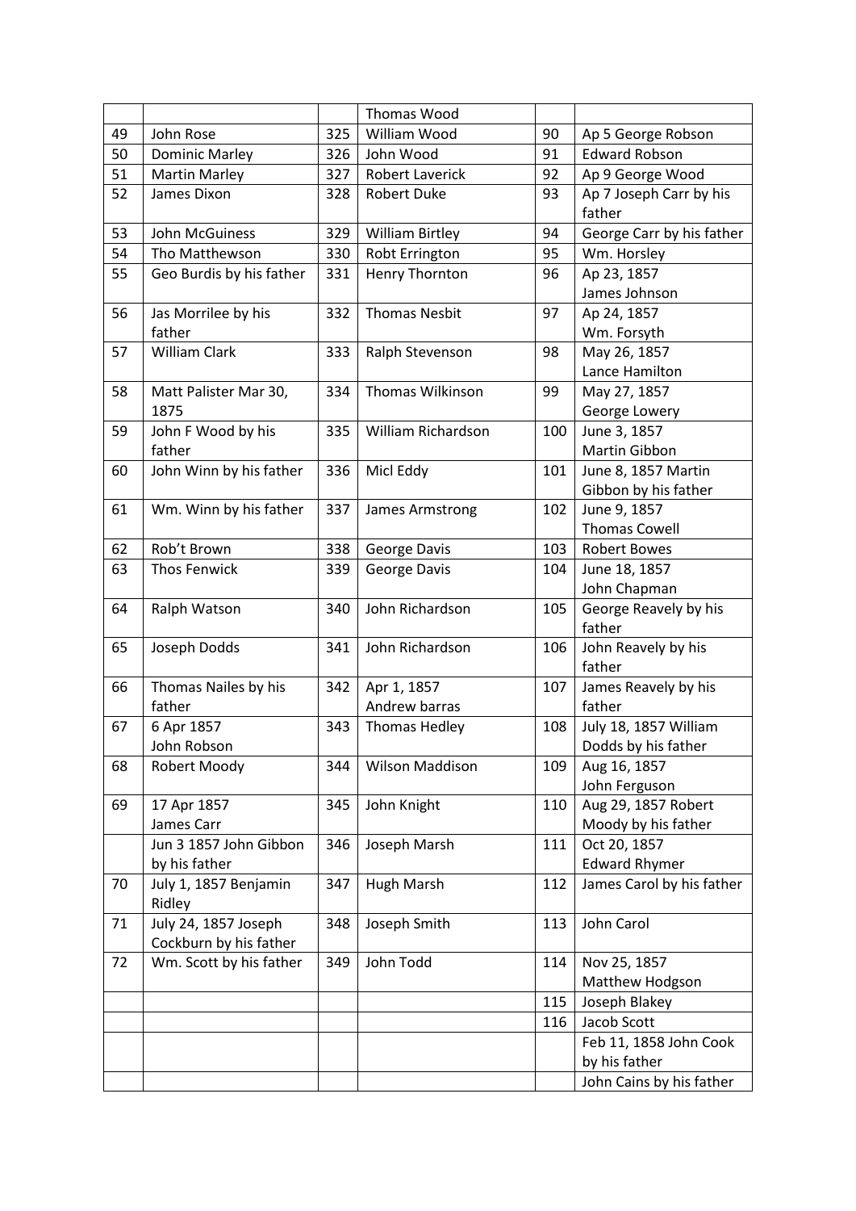|  |  |  | Thomas Wood |  |  |
|---|---|---|---|---|---|
| 49 | John Rose | 325 | William Wood | 90 | Ap 5 George Robson |
| 50 | Dominic Marley | 326 | John Wood | 91 | Edward Robson |
| 51 | Martin Marley | 327 | Robert Laverick | 92 | Ap 9 George Wood |
| 52 | James Dixon | 328 | Robert Duke | 93 | Ap 7 Joseph Carr by his father |
| 53 | John McGuiness | 329 | William Birtley | 94 | George Carr by his father |
| 54 | Tho Matthewson | 330 | Robt Errington | 95 | Wm. Horsley |
| 55 | Geo Burdis by his father | 331 | Henry Thornton | 96 | Ap 23, 1857 James Johnson |
| 56 | Jas Morrilee by his father | 332 | Thomas Nesbit | 97 | Ap 24, 1857 Wm. Forsyth |
| 57 | William Clark | 333 | Ralph Stevenson | 98 | May 26, 1857 Lance Hamilton |
| 58 | Matt Palister Mar 30, 1875 | 334 | Thomas Wilkinson | 99 | May 27, 1857 George Lowery |
| 59 | John F Wood by his father | 335 | William Richardson | 100 | June 3, 1857 Martin Gibbon |
| 60 | John Winn by his father | 336 | Micl Eddy | 101 | June 8, 1857 Martin Gibbon by his father |
| 61 | Wm. Winn by his father | 337 | James Armstrong | 102 | June 9, 1857 Thomas Cowell |
| 62 | Rob't Brown | 338 | George Davis | 103 | Robert Bowes |
| 63 | Thos Fenwick | 339 | George Davis | 104 | June 18, 1857 John Chapman |
| 64 | Ralph Watson | 340 | John Richardson | 105 | George Reavely by his father |
| 65 | Joseph Dodds | 341 | John Richardson | 106 | John Reavely by his father |
| 66 | Thomas Nailes by his father | 342 | Apr 1, 1857 Andrew barras | 107 | James Reavely by his father |
| 67 | 6 Apr 1857 John Robson | 343 | Thomas Hedley | 108 | July 18, 1857 William Dodds by his father |
| 68 | Robert Moody | 344 | Wilson Maddison | 109 | Aug 16, 1857 John Ferguson |
| 69 | 17 Apr 1857 James Carr | 345 | John Knight | 110 | Aug 29, 1857 Robert Moody by his father |
|  | Jun 3 1857 John Gibbon by his father | 346 | Joseph Marsh | 111 | Oct 20, 1857 Edward Rhymer |
| 70 | July 1, 1857 Benjamin Ridley | 347 | Hugh Marsh | 112 | James Carol by his father |
| 71 | July 24, 1857 Joseph Cockburn by his father | 348 | Joseph Smith | 113 | John Carol |
| 72 | Wm. Scott by his father | 349 | John Todd | 114 | Nov 25, 1857 Matthew Hodgson |
|  |  |  |  | 115 | Joseph Blakey |
|  |  |  |  | 116 | Jacob Scott |
|  |  |  |  |  | Feb 11, 1858 John Cook by his father |
|  |  |  |  |  | John Cains by his father |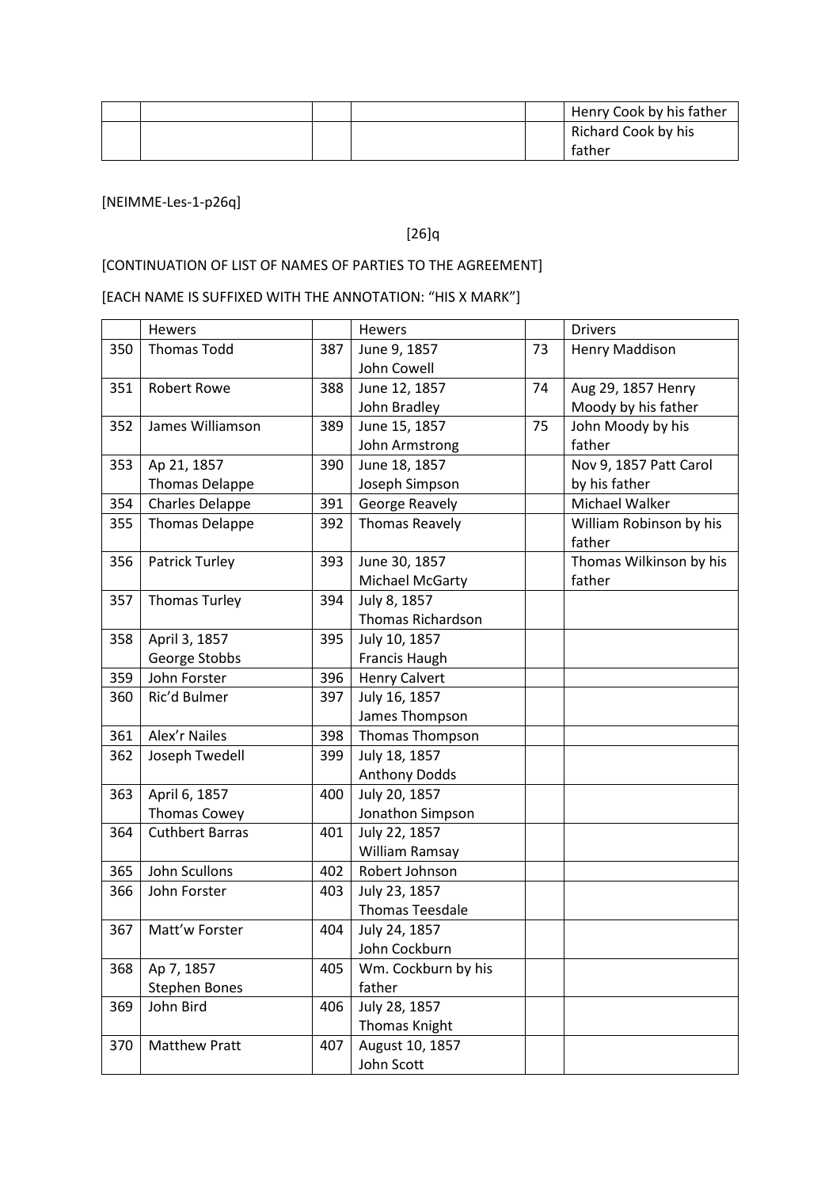| | | | | | |
|---|---|---|---|---|---|
| | | | | | Henry Cook by his father |
| | | | | | Richard Cook by his father |

[NEIMME-Les-1-p26q]

[26]q

[CONTINUATION OF LIST OF NAMES OF PARTIES TO THE AGREEMENT]

[EACH NAME IS SUFFIXED WITH THE ANNOTATION: "HIS X MARK"]

| | Hewers | | Hewers | | Drivers |
|---|---|---|---|---|---|
| 350 | Thomas Todd | 387 | June 9, 1857 John Cowell | 73 | Henry Maddison |
| 351 | Robert Rowe | 388 | June 12, 1857 John Bradley | 74 | Aug 29, 1857 Henry Moody by his father |
| 352 | James Williamson | 389 | June 15, 1857 John Armstrong | 75 | John Moody by his father |
| 353 | Ap 21, 1857 Thomas Delappe | 390 | June 18, 1857 Joseph Simpson | | Nov 9, 1857 Patt Carol by his father |
| 354 | Charles Delappe | 391 | George Reavely | | Michael Walker |
| 355 | Thomas Delappe | 392 | Thomas Reavely | | William Robinson by his father |
| 356 | Patrick Turley | 393 | June 30, 1857 Michael McGarty | | Thomas Wilkinson by his father |
| 357 | Thomas Turley | 394 | July 8, 1857 Thomas Richardson | | |
| 358 | April 3, 1857 George Stobbs | 395 | July 10, 1857 Francis Haugh | | |
| 359 | John Forster | 396 | Henry Calvert | | |
| 360 | Ric'd Bulmer | 397 | July 16, 1857 James Thompson | | |
| 361 | Alex'r Nailes | 398 | Thomas Thompson | | |
| 362 | Joseph Twedell | 399 | July 18, 1857 Anthony Dodds | | |
| 363 | April 6, 1857 Thomas Cowey | 400 | July 20, 1857 Jonathon Simpson | | |
| 364 | Cuthbert Barras | 401 | July 22, 1857 William Ramsay | | |
| 365 | John Scullons | 402 | Robert Johnson | | |
| 366 | John Forster | 403 | July 23, 1857 Thomas Teesdale | | |
| 367 | Matt'w Forster | 404 | July 24, 1857 John Cockburn | | |
| 368 | Ap 7, 1857 Stephen Bones | 405 | Wm. Cockburn by his father | | |
| 369 | John Bird | 406 | July 28, 1857 Thomas Knight | | |
| 370 | Matthew Pratt | 407 | August 10, 1857 John Scott | | |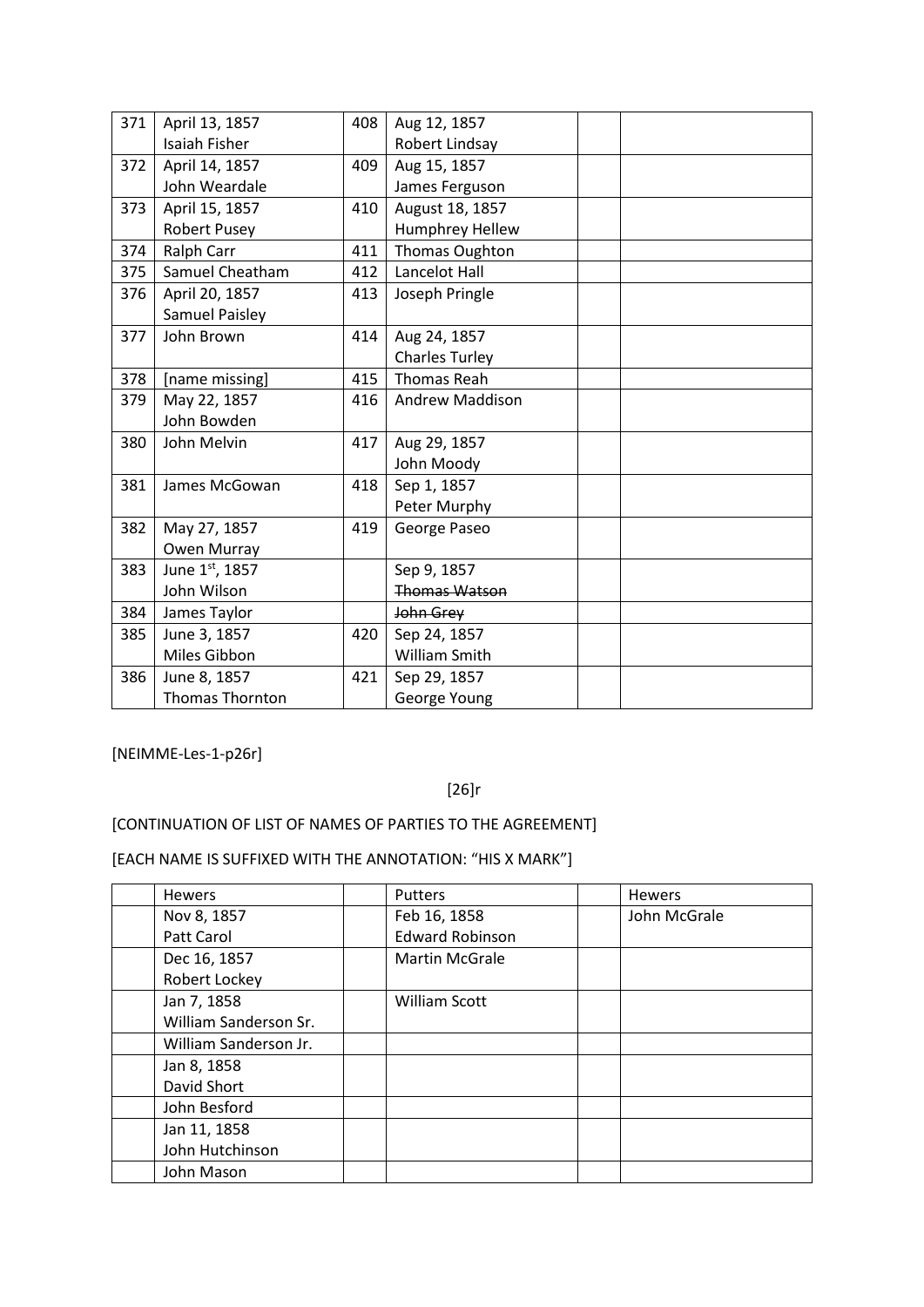| 371 | April 13, 1857 Isaiah Fisher | 408 | Aug 12, 1857 Robert Lindsay | | |
|---|---|---|---|---|---|
| 372 | April 14, 1857 John Weardale | 409 | Aug 15, 1857 James Ferguson | | |
| 373 | April 15, 1857 Robert Pusey | 410 | August 18, 1857 Humphrey Hellew | | |
| 374 | Ralph Carr | 411 | Thomas Oughton | | |
| 375 | Samuel Cheatham | 412 | Lancelot Hall | | |
| 376 | April 20, 1857 Samuel Paisley | 413 | Joseph Pringle | | |
| 377 | John Brown | 414 | Aug 24, 1857 Charles Turley | | |
| 378 | [name missing] | 415 | Thomas Reah | | |
| 379 | May 22, 1857 John Bowden | 416 | Andrew Maddison | | |
| 380 | John Melvin | 417 | Aug 29, 1857 John Moody | | |
| 381 | James McGowan | 418 | Sep 1, 1857 Peter Murphy | | |
| 382 | May 27, 1857 Owen Murray | 419 | George Paseo | | |
| 383 | June 1st, 1857 John Wilson | | Sep 9, 1857 ~~Thomas Watson~~ | | |
| 384 | James Taylor | | ~~John Grey~~ | | |
| 385 | June 3, 1857 Miles Gibbon | 420 | Sep 24, 1857 William Smith | | |
| 386 | June 8, 1857 Thomas Thornton | 421 | Sep 29, 1857 George Young | | |

[NEIMME-Les-1-p26r]

[26]r

[CONTINUATION OF LIST OF NAMES OF PARTIES TO THE AGREEMENT]

[EACH NAME IS SUFFIXED WITH THE ANNOTATION: "HIS X MARK"]

| | Hewers | | Putters | | Hewers |
|---|---|---|---|---|---|
| | Nov 8, 1857 Patt Carol | | Feb 16, 1858 Edward Robinson | | John McGrale |
| | Dec 16, 1857 Robert Lockey | | Martin McGrale | | |
| | Jan 7, 1858 William Sanderson Sr. | | William Scott | | |
| | William Sanderson Jr. | | | | |
| | Jan 8, 1858 David Short | | | | |
| | John Besford | | | | |
| | Jan 11, 1858 John Hutchinson | | | | |
| | John Mason | | | | |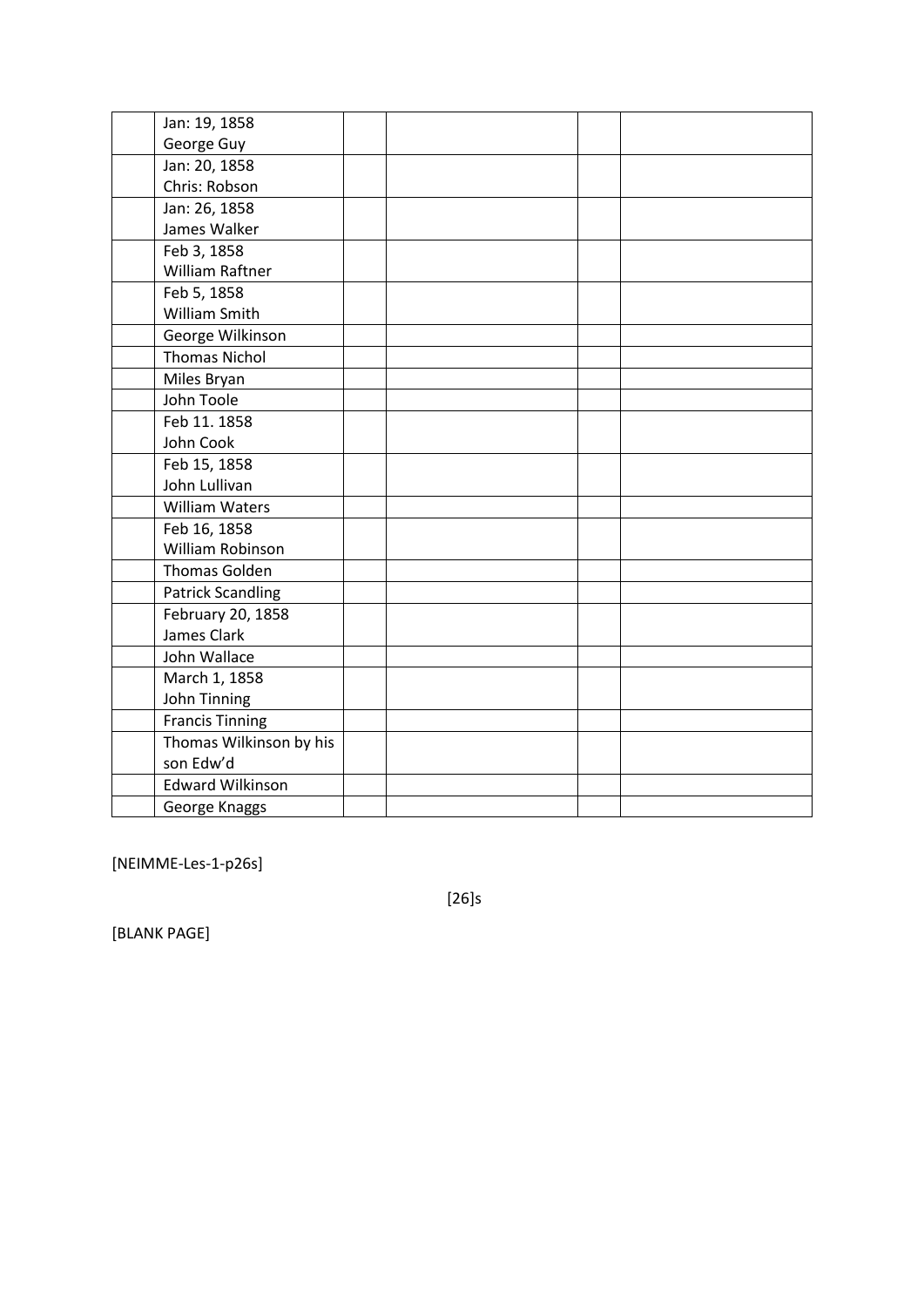| | | | | | |
|---|---|---|---|---|---|
| | Jan: 19, 1858<br>George Guy | | | | |
| | Jan: 20, 1858<br>Chris: Robson | | | | |
| | Jan: 26, 1858<br>James Walker | | | | |
| | Feb 3, 1858<br>William Raftner | | | | |
| | Feb 5, 1858<br>William Smith | | | | |
| | George Wilkinson | | | | |
| | Thomas Nichol | | | | |
| | Miles Bryan | | | | |
| | John Toole | | | | |
| | Feb 11. 1858<br>John Cook | | | | |
| | Feb 15, 1858<br>John Lullivan | | | | |
| | William Waters | | | | |
| | Feb 16, 1858<br>William Robinson | | | | |
| | Thomas Golden | | | | |
| | Patrick Scandling | | | | |
| | February 20, 1858<br>James Clark | | | | |
| | John Wallace | | | | |
| | March 1, 1858<br>John Tinning | | | | |
| | Francis Tinning | | | | |
| | Thomas Wilkinson by his son Edw'd | | | | |
| | Edward Wilkinson | | | | |
| | George Knaggs | | | | |

[NEIMME-Les-1-p26s]

[26]s

[BLANK PAGE]